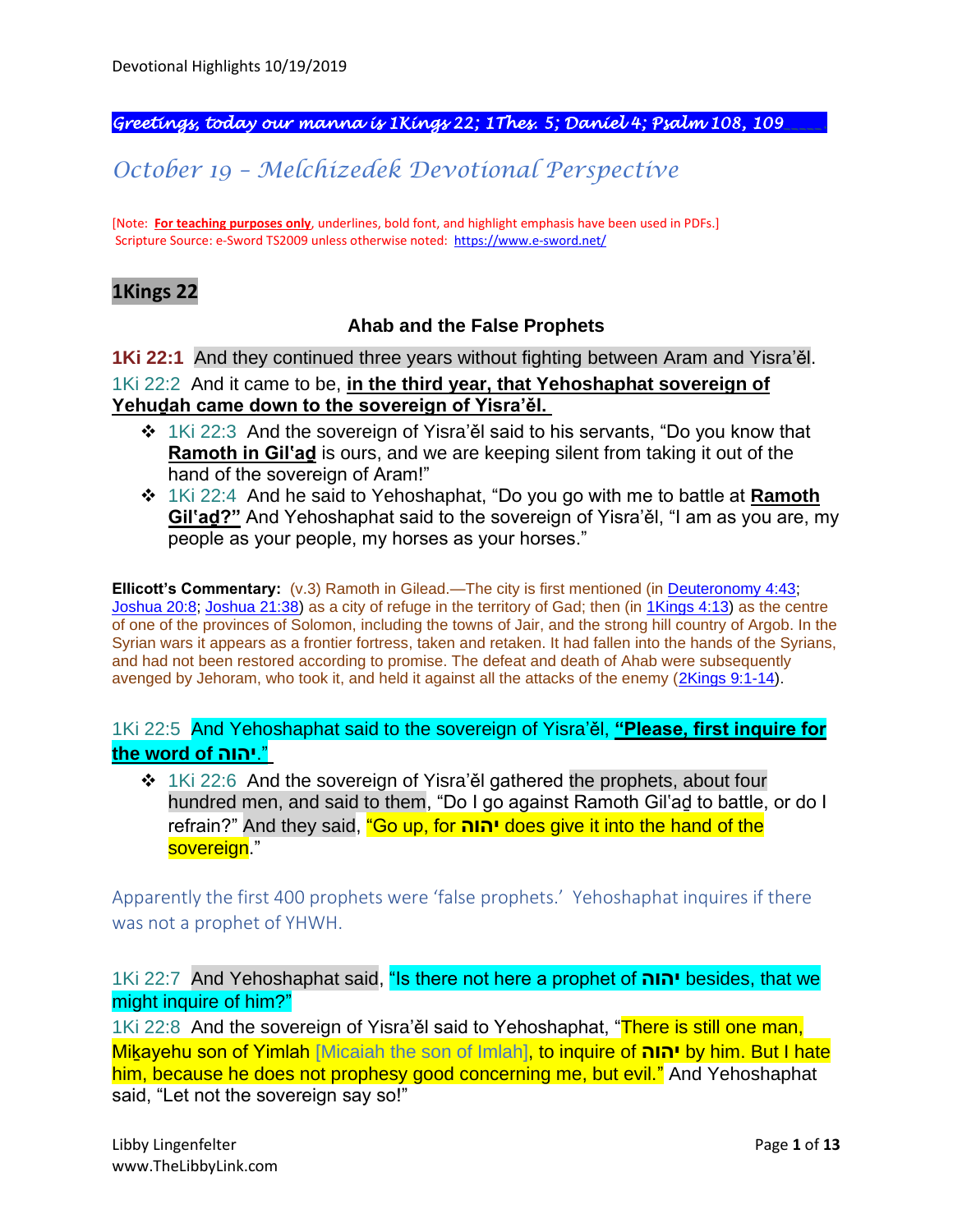*Greetings, today our manna is 1Kings 22; 1Thes. 5; Daniel 4; Psalm 108, 109*

# *October 19 – Melchizedek Devotional Perspective*

[Note: **For teaching purposes only**, underlines, bold font, and highlight emphasis have been used in PDFs.]
Scripture Source: e-Sword TS2009 unless otherwise noted: https://www.e-sword.net/

## 1Kings 22

### Ahab and the False Prophets

**1Ki 22:1** And they continued three years without fighting between Aram and Yisra'ěl.

1Ki 22:2 And it came to be, **in the third year, that Yehoshaphat sovereign of Yehuḏah came down to the sovereign of Yisra'ěl.**

- 1Ki 22:3 And the sovereign of Yisra'ěl said to his servants, "Do you know that **Ramoth in Gil'aḏ** is ours, and we are keeping silent from taking it out of the hand of the sovereign of Aram!"
- 1Ki 22:4 And he said to Yehoshaphat, "Do you go with me to battle at **Ramoth Gil'aḏ?"** And Yehoshaphat said to the sovereign of Yisra'ěl, "I am as you are, my people as your people, my horses as your horses."

**Ellicott's Commentary:** (v.3) Ramoth in Gilead.—The city is first mentioned (in Deuteronomy 4:43; Joshua 20:8; Joshua 21:38) as a city of refuge in the territory of Gad; then (in 1Kings 4:13) as the centre of one of the provinces of Solomon, including the towns of Jair, and the strong hill country of Argob. In the Syrian wars it appears as a frontier fortress, taken and retaken. It had fallen into the hands of the Syrians, and had not been restored according to promise. The defeat and death of Ahab were subsequently avenged by Jehoram, who took it, and held it against all the attacks of the enemy (2Kings 9:1-14).

1Ki 22:5 And Yehoshaphat said to the sovereign of Yisra'ěl, **"Please, first inquire for the word of יהוה."**

- 1Ki 22:6 And the sovereign of Yisra'ěl gathered the prophets, about four hundred men, and said to them, "Do I go against Ramoth Gil'aḏ to battle, or do I refrain?" And they said, "Go up, for **יהוה** does give it into the hand of the sovereign."

Apparently the first 400 prophets were 'false prophets.' Yehoshaphat inquires if there was not a prophet of YHWH.

1Ki 22:7 And Yehoshaphat said, "Is there not here a prophet of **יהוה** besides, that we might inquire of him?"

1Ki 22:8 And the sovereign of Yisra'ěl said to Yehoshaphat, "There is still one man, Miḵayehu son of Yimlah [Micaiah the son of Imlah], to inquire of **יהוה** by him. But I hate him, because he does not prophesy good concerning me, but evil." And Yehoshaphat said, "Let not the sovereign say so!"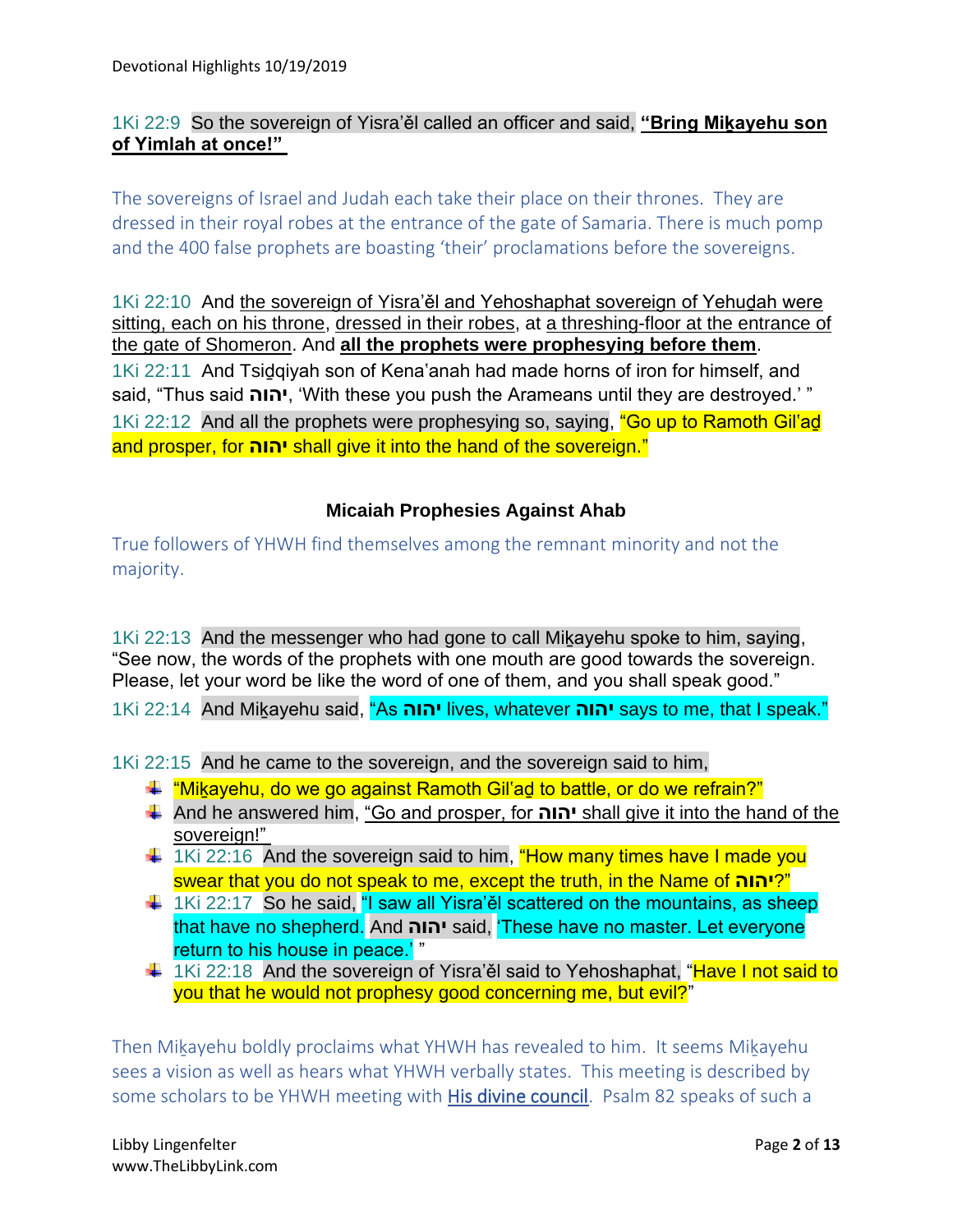1Ki 22:9 So the sovereign of Yisra'ěl called an officer and said, **"Bring Miḵayehu son of Yimlah at once!"**

The sovereigns of Israel and Judah each take their place on their thrones. They are dressed in their royal robes at the entrance of the gate of Samaria. There is much pomp and the 400 false prophets are boasting 'their' proclamations before the sovereigns.

1Ki 22:10 And the sovereign of Yisra'ěl and Yehoshaphat sovereign of Yehuḏah were sitting, each on his throne, dressed in their robes, at a threshing-floor at the entrance of the gate of Shomeron. And **all the prophets were prophesying before them**.
1Ki 22:11 And Tsiḏqiyah son of Kena'anah had made horns of iron for himself, and said, "Thus said **יהוה**, 'With these you push the Arameans until they are destroyed.' "
1Ki 22:12 And all the prophets were prophesying so, saying, "Go up to Ramoth Gil'aḏ and prosper, for **יהוה** shall give it into the hand of the sovereign."

### Micaiah Prophesies Against Ahab

True followers of YHWH find themselves among the remnant minority and not the majority.

1Ki 22:13 And the messenger who had gone to call Miḵayehu spoke to him, saying, "See now, the words of the prophets with one mouth are good towards the sovereign. Please, let your word be like the word of one of them, and you shall speak good."
1Ki 22:14 And Miḵayehu said, "As **יהוה** lives, whatever **יהוה** says to me, that I speak."

1Ki 22:15 And he came to the sovereign, and the sovereign said to him,

- "Miḵayehu, do we go against Ramoth Gil'aḏ to battle, or do we refrain?"
- And he answered him, "Go and prosper, for **יהוה** shall give it into the hand of the sovereign!"
- 1Ki 22:16 And the sovereign said to him, "How many times have I made you swear that you do not speak to me, except the truth, in the Name of **יהוה**?"
- 1Ki 22:17 So he said, "I saw all Yisra'ěl scattered on the mountains, as sheep that have no shepherd. And **יהוה** said, 'These have no master. Let everyone return to his house in peace.' "
- 1Ki 22:18 And the sovereign of Yisra'ěl said to Yehoshaphat, "Have I not said to you that he would not prophesy good concerning me, but evil?"

Then Miḵayehu boldly proclaims what YHWH has revealed to him. It seems Miḵayehu sees a vision as well as hears what YHWH verbally states. This meeting is described by some scholars to be YHWH meeting with His divine council. Psalm 82 speaks of such a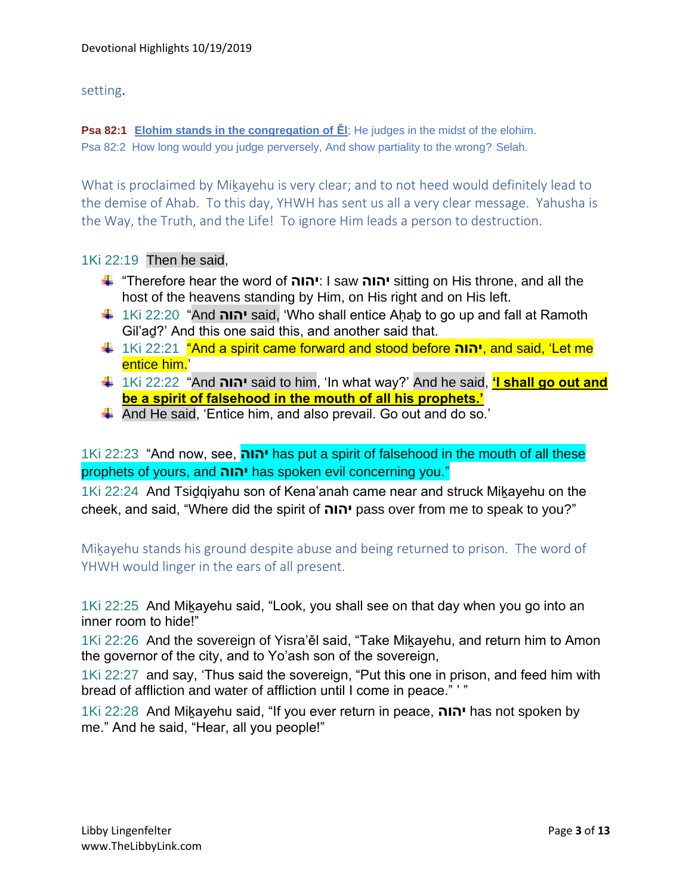setting.

**Psa 82:1** **Elohim stands in the congregation of Ěl**; He judges in the midst of the elohim.
Psa 82:2 How long would you judge perversely, And show partiality to the wrong? Selah.

What is proclaimed by Miḵayehu is very clear; and to not heed would definitely lead to the demise of Ahab. To this day, YHWH has sent us all a very clear message. Yahusha is the Way, the Truth, and the Life! To ignore Him leads a person to destruction.

1Ki 22:19 Then he said,

- "Therefore hear the word of **יהוה**: I saw **יהוה** sitting on His throne, and all the host of the heavens standing by Him, on His right and on His left.
- 1Ki 22:20 "And **יהוה** said, 'Who shall entice Aḥaḇ to go up and fall at Ramoth Gil'aḏ?' And this one said this, and another said that.
- 1Ki 22:21 "And a spirit came forward and stood before **יהוה**, and said, 'Let me entice him.'
- 1Ki 22:22 "And **יהוה** said to him, 'In what way?' And he said, **'I shall go out and be a spirit of falsehood in the mouth of all his prophets.'**
- And He said, 'Entice him, and also prevail. Go out and do so.'

1Ki 22:23 "And now, see, **יהוה** has put a spirit of falsehood in the mouth of all these prophets of yours, and **יהוה** has spoken evil concerning you."
1Ki 22:24 And Tsiḏqiyahu son of Kena'anah came near and struck Miḵayehu on the cheek, and said, "Where did the spirit of **יהוה** pass over from me to speak to you?"

Miḵayehu stands his ground despite abuse and being returned to prison. The word of YHWH would linger in the ears of all present.

1Ki 22:25 And Miḵayehu said, "Look, you shall see on that day when you go into an inner room to hide!"
1Ki 22:26 And the sovereign of Yisra'ěl said, "Take Miḵayehu, and return him to Amon the governor of the city, and to Yo'ash son of the sovereign,
1Ki 22:27 and say, 'Thus said the sovereign, "Put this one in prison, and feed him with bread of affliction and water of affliction until I come in peace." ' "
1Ki 22:28 And Miḵayehu said, "If you ever return in peace, **יהוה** has not spoken by me." And he said, "Hear, all you people!"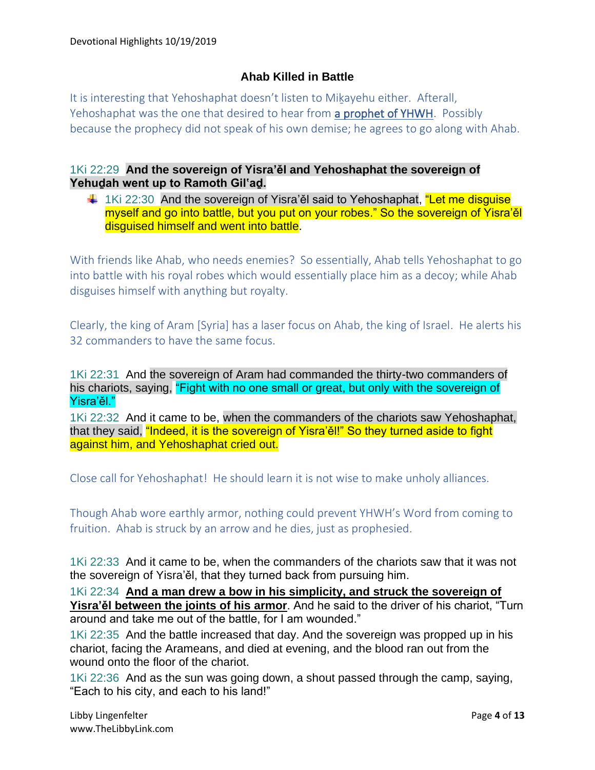## Ahab Killed in Battle

It is interesting that Yehoshaphat doesn't listen to Miḵayehu either. Afterall, Yehoshaphat was the one that desired to hear from a prophet of YHWH. Possibly because the prophecy did not speak of his own demise; he agrees to go along with Ahab.

1Ki 22:29 **And the sovereign of Yisra'ěl and Yehoshaphat the sovereign of Yehuḏah went up to Ramoth Gil'aḏ.**

- 1Ki 22:30 And the sovereign of Yisra'ěl said to Yehoshaphat, "Let me disguise myself and go into battle, but you put on your robes." So the sovereign of Yisra'ěl disguised himself and went into battle.

With friends like Ahab, who needs enemies? So essentially, Ahab tells Yehoshaphat to go into battle with his royal robes which would essentially place him as a decoy; while Ahab disguises himself with anything but royalty.

Clearly, the king of Aram [Syria] has a laser focus on Ahab, the king of Israel. He alerts his 32 commanders to have the same focus.

1Ki 22:31 And the sovereign of Aram had commanded the thirty-two commanders of his chariots, saying, "Fight with no one small or great, but only with the sovereign of Yisra'ěl."
1Ki 22:32 And it came to be, when the commanders of the chariots saw Yehoshaphat, that they said, "Indeed, it is the sovereign of Yisra'ěl!" So they turned aside to fight against him, and Yehoshaphat cried out.

Close call for Yehoshaphat! He should learn it is not wise to make unholy alliances.

Though Ahab wore earthly armor, nothing could prevent YHWH's Word from coming to fruition. Ahab is struck by an arrow and he dies, just as prophesied.

1Ki 22:33 And it came to be, when the commanders of the chariots saw that it was not the sovereign of Yisra'ěl, that they turned back from pursuing him.
1Ki 22:34 **And a man drew a bow in his simplicity, and struck the sovereign of Yisra'ěl between the joints of his armor**. And he said to the driver of his chariot, "Turn around and take me out of the battle, for I am wounded."
1Ki 22:35 And the battle increased that day. And the sovereign was propped up in his chariot, facing the Arameans, and died at evening, and the blood ran out from the wound onto the floor of the chariot.
1Ki 22:36 And as the sun was going down, a shout passed through the camp, saying, "Each to his city, and each to his land!"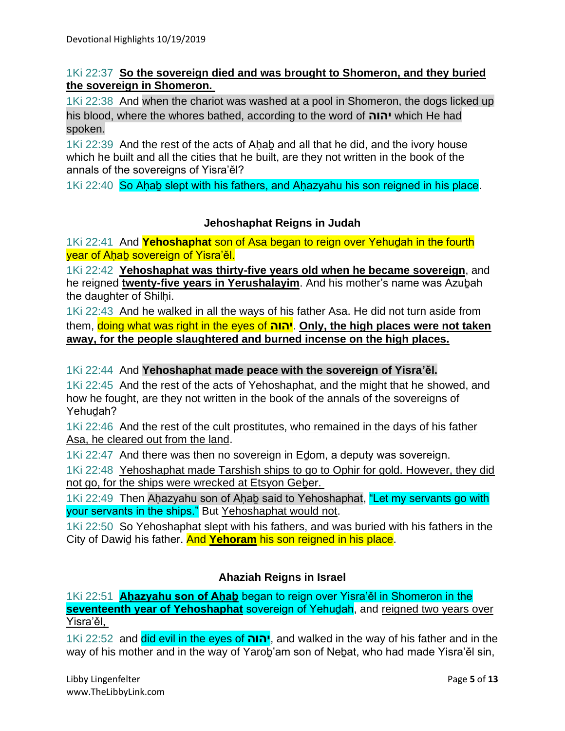1Ki 22:37 **So the sovereign died and was brought to Shomeron, and they buried the sovereign in Shomeron.**

1Ki 22:38 And when the chariot was washed at a pool in Shomeron, the dogs licked up his blood, where the whores bathed, according to the word of **יהוה** which He had spoken.

1Ki 22:39 And the rest of the acts of Aḥaḇ and all that he did, and the ivory house which he built and all the cities that he built, are they not written in the book of the annals of the sovereigns of Yisra'ěl?

1Ki 22:40 So Aḥaḇ slept with his fathers, and Aḥazyahu his son reigned in his place.

### Jehoshaphat Reigns in Judah

1Ki 22:41 And **Yehoshaphat** son of Asa began to reign over Yehuḏah in the fourth year of Aḥaḇ sovereign of Yisra'ěl.

1Ki 22:42 **Yehoshaphat was thirty-five years old when he became sovereign**, and he reigned **twenty-five years in Yerushalayim**. And his mother's name was Azuḇah the daughter of Shilḥi.

1Ki 22:43 And he walked in all the ways of his father Asa. He did not turn aside from them, doing what was right in the eyes of **יהוה**. **Only, the high places were not taken away, for the people slaughtered and burned incense on the high places.**

1Ki 22:44 And **Yehoshaphat made peace with the sovereign of Yisra'ěl.**

1Ki 22:45 And the rest of the acts of Yehoshaphat, and the might that he showed, and how he fought, are they not written in the book of the annals of the sovereigns of Yehuḏah?

1Ki 22:46 And the rest of the cult prostitutes, who remained in the days of his father Asa, he cleared out from the land.

1Ki 22:47 And there was then no sovereign in Eḏom, a deputy was sovereign.

1Ki 22:48 Yehoshaphat made Tarshish ships to go to Ophir for gold. However, they did not go, for the ships were wrecked at Etsyon Geḇer.

1Ki 22:49 Then Aḥazyahu son of Aḥaḇ said to Yehoshaphat, "Let my servants go with your servants in the ships." But Yehoshaphat would not.

1Ki 22:50 So Yehoshaphat slept with his fathers, and was buried with his fathers in the City of Dawiḏ his father. And **Yehoram** his son reigned in his place.

### Ahaziah Reigns in Israel

1Ki 22:51 **Aḥazyahu son of Aḥaḇ** began to reign over Yisra'ěl in Shomeron in the **seventeenth year of Yehoshaphat** sovereign of Yehuḏah, and reigned two years over Yisra'ěl,

1Ki 22:52 and did evil in the eyes of **יהוה**, and walked in the way of his father and in the way of his mother and in the way of Yaroḇ'am son of Neḇat, who had made Yisra'ěl sin,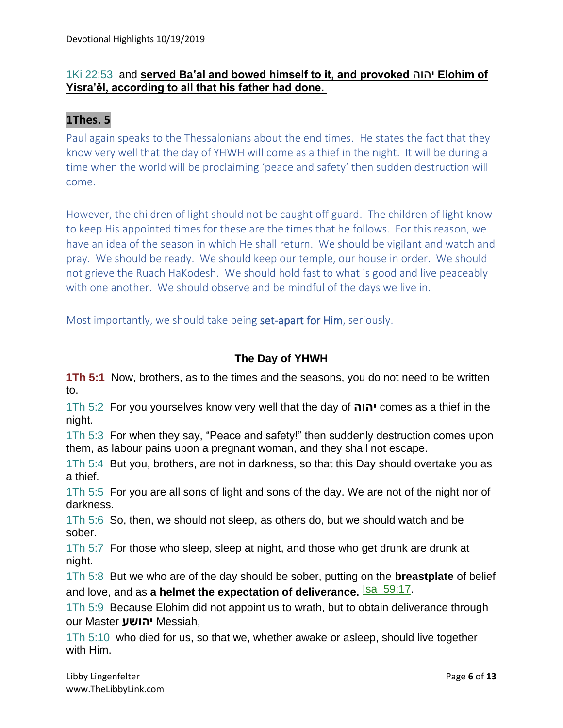1Ki 22:53 and **served Baʽal and bowed himself to it, and provoked יהוה Elohim of Yisra'ěl, according to all that his father had done.**

## 1Thes. 5

Paul again speaks to the Thessalonians about the end times. He states the fact that they know very well that the day of YHWH will come as a thief in the night. It will be during a time when the world will be proclaiming 'peace and safety' then sudden destruction will come.

However, the children of light should not be caught off guard. The children of light know to keep His appointed times for these are the times that he follows. For this reason, we have an idea of the season in which He shall return. We should be vigilant and watch and pray. We should be ready. We should keep our temple, our house in order. We should not grieve the Ruach HaKodesh. We should hold fast to what is good and live peaceably with one another. We should observe and be mindful of the days we live in.

Most importantly, we should take being set-apart for Him, seriously.

### The Day of YHWH

**1Th 5:1** Now, brothers, as to the times and the seasons, you do not need to be written to.

1Th 5:2 For you yourselves know very well that the day of **יהוה** comes as a thief in the night.

1Th 5:3 For when they say, "Peace and safety!" then suddenly destruction comes upon them, as labour pains upon a pregnant woman, and they shall not escape.

1Th 5:4 But you, brothers, are not in darkness, so that this Day should overtake you as a thief.

1Th 5:5 For you are all sons of light and sons of the day. We are not of the night nor of darkness.

1Th 5:6 So, then, we should not sleep, as others do, but we should watch and be sober.

1Th 5:7 For those who sleep, sleep at night, and those who get drunk are drunk at night.

1Th 5:8 But we who are of the day should be sober, putting on the **breastplate** of belief and love, and as **a helmet the expectation of deliverance.** Isa 59:17.

1Th 5:9 Because Elohim did not appoint us to wrath, but to obtain deliverance through our Master **יהושע** Messiah,

1Th 5:10 who died for us, so that we, whether awake or asleep, should live together with Him.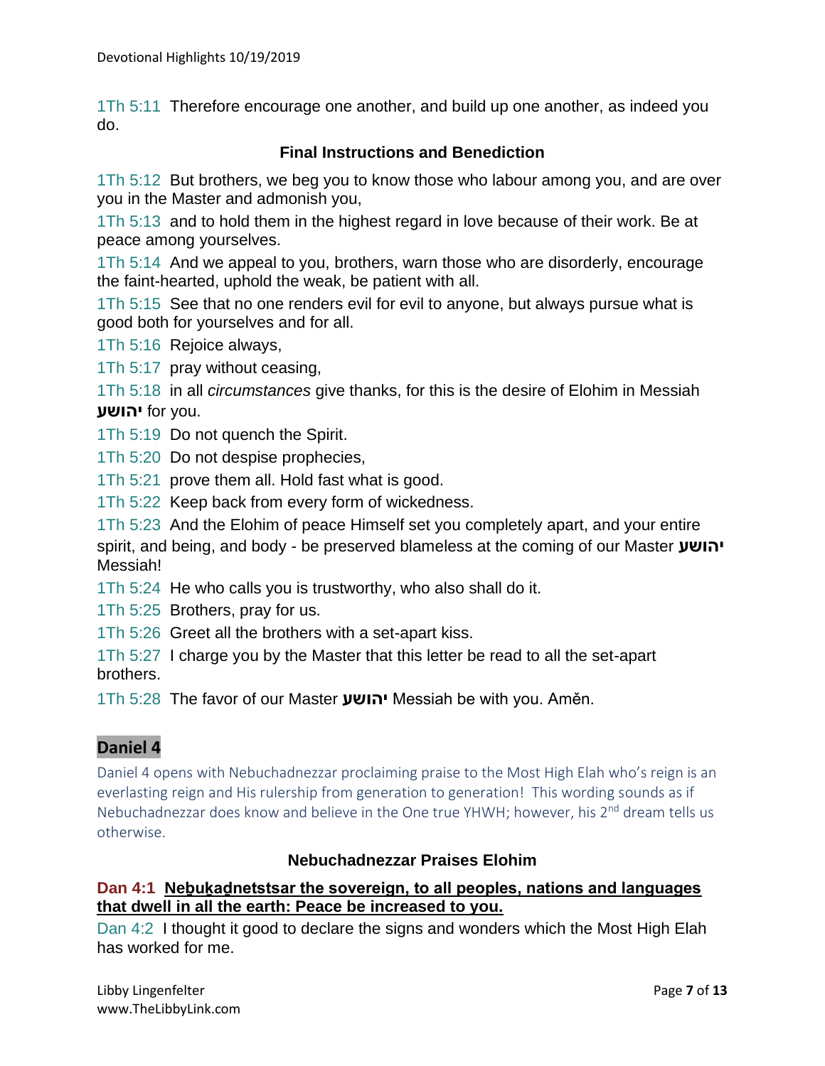1Th 5:11  Therefore encourage one another, and build up one another, as indeed you do.

### Final Instructions and Benediction

1Th 5:12  But brothers, we beg you to know those who labour among you, and are over you in the Master and admonish you,

1Th 5:13  and to hold them in the highest regard in love because of their work. Be at peace among yourselves.

1Th 5:14  And we appeal to you, brothers, warn those who are disorderly, encourage the faint-hearted, uphold the weak, be patient with all.

1Th 5:15  See that no one renders evil for evil to anyone, but always pursue what is good both for yourselves and for all.

1Th 5:16  Rejoice always,

1Th 5:17  pray without ceasing,

1Th 5:18  in all *circumstances* give thanks, for this is the desire of Elohim in Messiah **יהושע** for you.

1Th 5:19  Do not quench the Spirit.

1Th 5:20  Do not despise prophecies,

1Th 5:21  prove them all. Hold fast what is good.

1Th 5:22  Keep back from every form of wickedness.

1Th 5:23  And the Elohim of peace Himself set you completely apart, and your entire spirit, and being, and body - be preserved blameless at the coming of our Master **יהושע** Messiah!

1Th 5:24  He who calls you is trustworthy, who also shall do it.

1Th 5:25  Brothers, pray for us.

1Th 5:26  Greet all the brothers with a set-apart kiss.

1Th 5:27  I charge you by the Master that this letter be read to all the set-apart brothers.

1Th 5:28  The favor of our Master **יהושע** Messiah be with you. Aměn.

## Daniel 4

Daniel 4 opens with Nebuchadnezzar proclaiming praise to the Most High Elah who's reign is an everlasting reign and His rulership from generation to generation! This wording sounds as if Nebuchadnezzar does know and believe in the One true YHWH; however, his 2nd dream tells us otherwise.

### Nebuchadnezzar Praises Elohim

**Dan 4:1  Neḇuḵaḏnetstsar the sovereign, to all peoples, nations and languages that dwell in all the earth: Peace be increased to you.**

Dan 4:2  I thought it good to declare the signs and wonders which the Most High Elah has worked for me.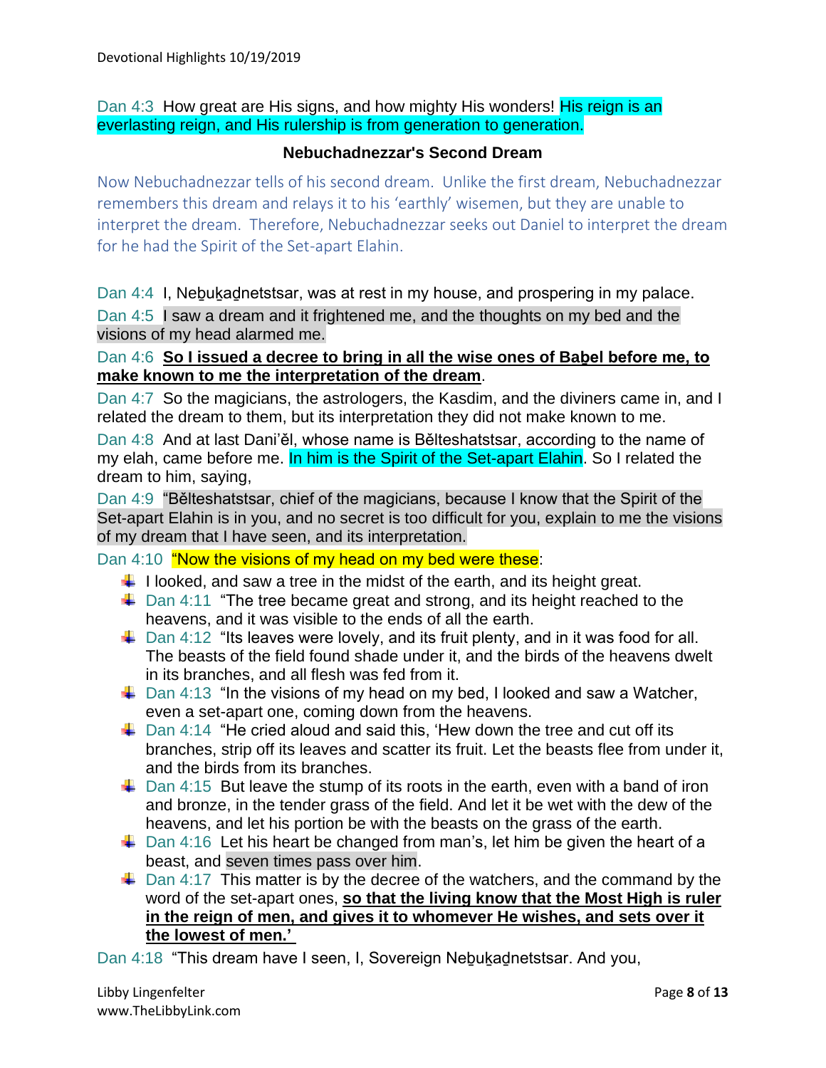Dan 4:3 How great are His signs, and how mighty His wonders! His reign is an everlasting reign, and His rulership is from generation to generation.

### Nebuchadnezzar's Second Dream

Now Nebuchadnezzar tells of his second dream. Unlike the first dream, Nebuchadnezzar remembers this dream and relays it to his 'earthly' wisemen, but they are unable to interpret the dream. Therefore, Nebuchadnezzar seeks out Daniel to interpret the dream for he had the Spirit of the Set-apart Elahin.

Dan 4:4 I, Neḇuḵaḏnetstsar, was at rest in my house, and prospering in my palace.

Dan 4:5 I saw a dream and it frightened me, and the thoughts on my bed and the visions of my head alarmed me.

Dan 4:6 **So I issued a decree to bring in all the wise ones of Baḇel before me, to make known to me the interpretation of the dream**.

Dan 4:7 So the magicians, the astrologers, the Kasdim, and the diviners came in, and I related the dream to them, but its interpretation they did not make known to me.

Dan 4:8 And at last Dani'ěl, whose name is Bělteshatstsar, according to the name of my elah, came before me. In him is the Spirit of the Set-apart Elahin. So I related the dream to him, saying,

Dan 4:9 "Bělteshatstsar, chief of the magicians, because I know that the Spirit of the Set-apart Elahin is in you, and no secret is too difficult for you, explain to me the visions of my dream that I have seen, and its interpretation.

Dan 4:10 "Now the visions of my head on my bed were these:

- I looked, and saw a tree in the midst of the earth, and its height great.
- Dan 4:11 "The tree became great and strong, and its height reached to the heavens, and it was visible to the ends of all the earth.
- Dan 4:12 "Its leaves were lovely, and its fruit plenty, and in it was food for all. The beasts of the field found shade under it, and the birds of the heavens dwelt in its branches, and all flesh was fed from it.
- Dan 4:13 "In the visions of my head on my bed, I looked and saw a Watcher, even a set-apart one, coming down from the heavens.
- Dan 4:14 "He cried aloud and said this, 'Hew down the tree and cut off its branches, strip off its leaves and scatter its fruit. Let the beasts flee from under it, and the birds from its branches.
- Dan 4:15 But leave the stump of its roots in the earth, even with a band of iron and bronze, in the tender grass of the field. And let it be wet with the dew of the heavens, and let his portion be with the beasts on the grass of the earth.
- Dan 4:16 Let his heart be changed from man's, let him be given the heart of a beast, and seven times pass over him.
- Dan 4:17 This matter is by the decree of the watchers, and the command by the word of the set-apart ones, **so that the living know that the Most High is ruler in the reign of men, and gives it to whomever He wishes, and sets over it the lowest of men.'**

Dan 4:18 "This dream have I seen, I, Sovereign Neḇuḵaḏnetstsar. And you,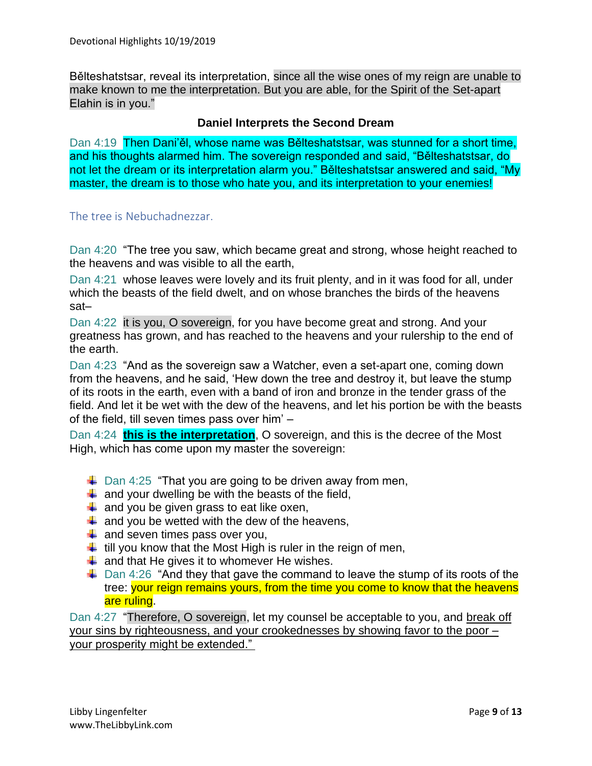Bělteshatstsar, reveal its interpretation, since all the wise ones of my reign are unable to make known to me the interpretation. But you are able, for the Spirit of the Set-apart Elahin is in you."

### Daniel Interprets the Second Dream

Dan 4:19  Then Dani'ěl, whose name was Bělteshatstsar, was stunned for a short time, and his thoughts alarmed him. The sovereign responded and said, "Bělteshatstsar, do not let the dream or its interpretation alarm you." Bělteshatstsar answered and said, "My master, the dream is to those who hate you, and its interpretation to your enemies!

The tree is Nebuchadnezzar.

Dan 4:20  "The tree you saw, which became great and strong, whose height reached to the heavens and was visible to all the earth,

Dan 4:21  whose leaves were lovely and its fruit plenty, and in it was food for all, under which the beasts of the field dwelt, and on whose branches the birds of the heavens sat–

Dan 4:22  it is you, O sovereign, for you have become great and strong. And your greatness has grown, and has reached to the heavens and your rulership to the end of the earth.

Dan 4:23  "And as the sovereign saw a Watcher, even a set-apart one, coming down from the heavens, and he said, 'Hew down the tree and destroy it, but leave the stump of its roots in the earth, even with a band of iron and bronze in the tender grass of the field. And let it be wet with the dew of the heavens, and let his portion be with the beasts of the field, till seven times pass over him' –

Dan 4:24  **this is the interpretation**, O sovereign, and this is the decree of the Most High, which has come upon my master the sovereign:

- Dan 4:25  "That you are going to be driven away from men,
- and your dwelling be with the beasts of the field,
- and you be given grass to eat like oxen,
- and you be wetted with the dew of the heavens,
- and seven times pass over you,
- till you know that the Most High is ruler in the reign of men,
- and that He gives it to whomever He wishes.
- Dan 4:26  "And they that gave the command to leave the stump of its roots of the tree: your reign remains yours, from the time you come to know that the heavens are ruling.

Dan 4:27  "Therefore, O sovereign, let my counsel be acceptable to you, and break off your sins by righteousness, and your crookednesses by showing favor to the poor – your prosperity might be extended."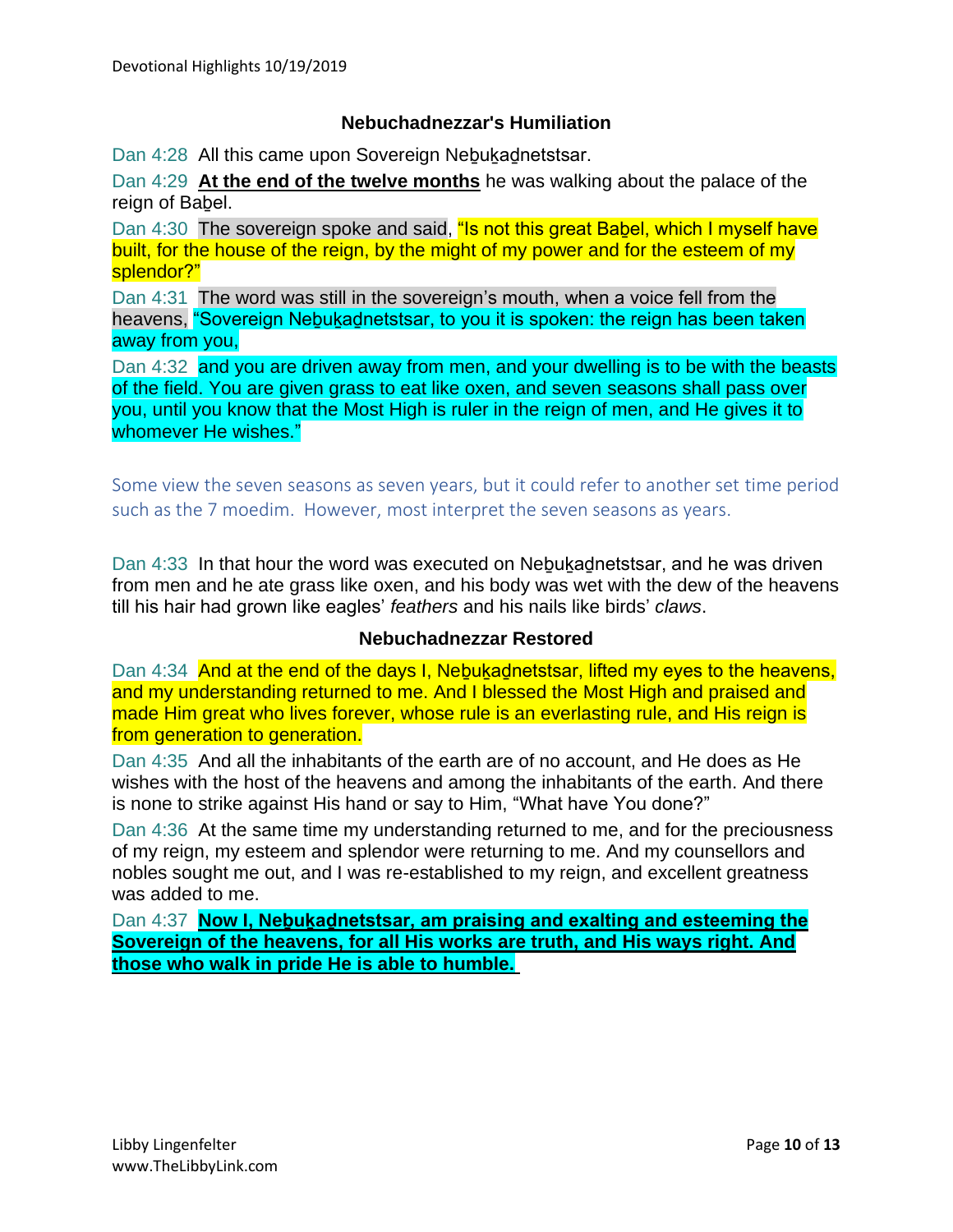## Nebuchadnezzar's Humiliation

Dan 4:28 All this came upon Sovereign Neḇuḵaḏnetstsar.

Dan 4:29 **At the end of the twelve months** he was walking about the palace of the reign of Baḇel.

Dan 4:30 The sovereign spoke and said, "Is not this great Baḇel, which I myself have built, for the house of the reign, by the might of my power and for the esteem of my splendor?"

Dan 4:31 The word was still in the sovereign's mouth, when a voice fell from the heavens, "Sovereign Neḇuḵaḏnetstsar, to you it is spoken: the reign has been taken away from you,

Dan 4:32 and you are driven away from men, and your dwelling is to be with the beasts of the field. You are given grass to eat like oxen, and seven seasons shall pass over you, until you know that the Most High is ruler in the reign of men, and He gives it to whomever He wishes."

Some view the seven seasons as seven years, but it could refer to another set time period such as the 7 moedim. However, most interpret the seven seasons as years.

Dan 4:33 In that hour the word was executed on Neḇuḵaḏnetstsar, and he was driven from men and he ate grass like oxen, and his body was wet with the dew of the heavens till his hair had grown like eagles' *feathers* and his nails like birds' *claws*.

## Nebuchadnezzar Restored

Dan 4:34 And at the end of the days I, Neḇuḵaḏnetstsar, lifted my eyes to the heavens, and my understanding returned to me. And I blessed the Most High and praised and made Him great who lives forever, whose rule is an everlasting rule, and His reign is from generation to generation.

Dan 4:35 And all the inhabitants of the earth are of no account, and He does as He wishes with the host of the heavens and among the inhabitants of the earth. And there is none to strike against His hand or say to Him, "What have You done?"

Dan 4:36 At the same time my understanding returned to me, and for the preciousness of my reign, my esteem and splendor were returning to me. And my counsellors and nobles sought me out, and I was re-established to my reign, and excellent greatness was added to me.

Dan 4:37 **Now I, Neḇuḵaḏnetstsar, am praising and exalting and esteeming the Sovereign of the heavens, for all His works are truth, and His ways right. And those who walk in pride He is able to humble.**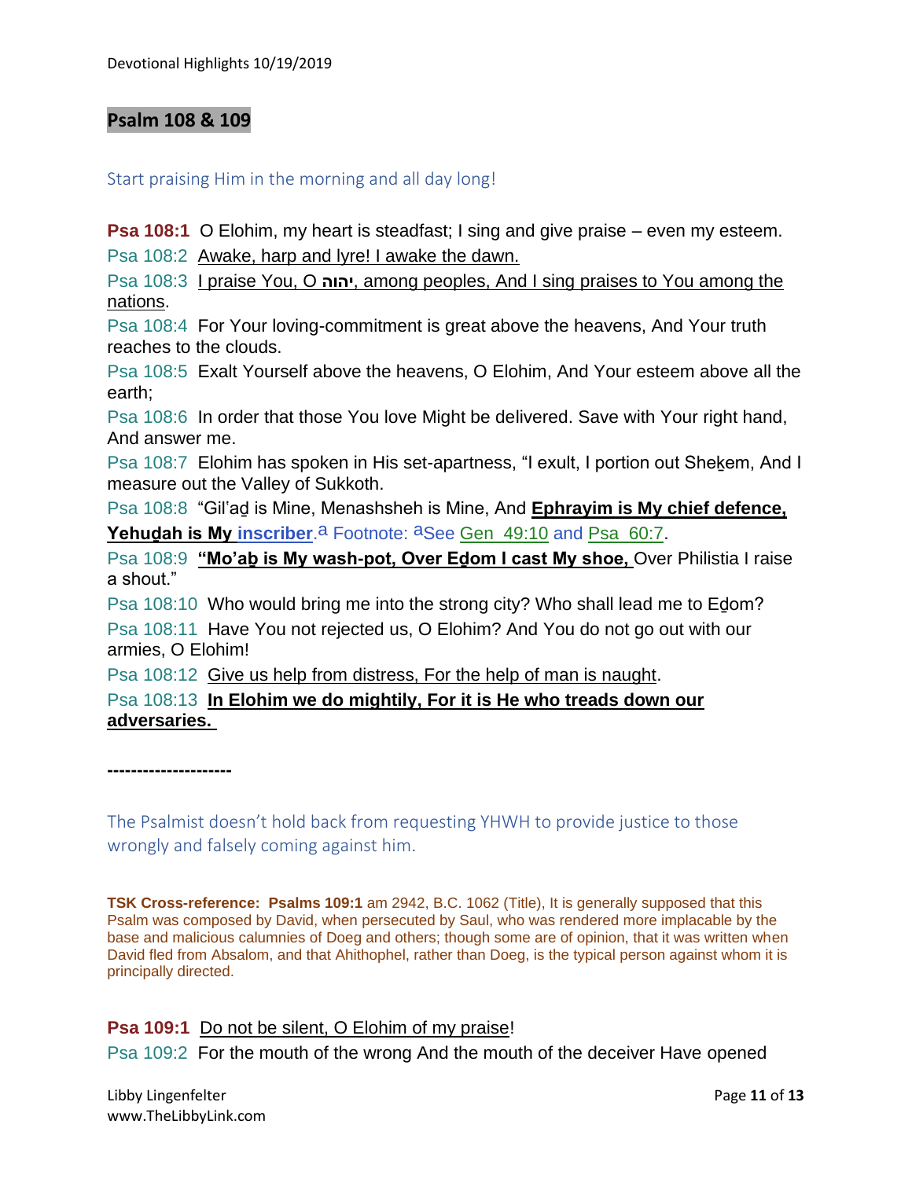## Psalm 108 & 109

Start praising Him in the morning and all day long!

**Psa 108:1** O Elohim, my heart is steadfast; I sing and give praise – even my esteem.

Psa 108:2 Awake, harp and lyre! I awake the dawn.

Psa 108:3 I praise You, O יהוה, among peoples, And I sing praises to You among the nations.

Psa 108:4 For Your loving-commitment is great above the heavens, And Your truth reaches to the clouds.

Psa 108:5 Exalt Yourself above the heavens, O Elohim, And Your esteem above all the earth;

Psa 108:6 In order that those You love Might be delivered. Save with Your right hand, And answer me.

Psa 108:7 Elohim has spoken in His set-apartness, "I exult, I portion out Sheḵem, And I measure out the Valley of Sukkoth.

Psa 108:8 "Gil'aḏ is Mine, Menashsheh is Mine, And **Ephrayim is My chief defence, Yehuḏah is My inscriber**.[a] Footnote: [a]See Gen 49:10 and Psa 60:7.

Psa 108:9 **"Mo'aḇ is My wash-pot, Over Eḏom I cast My shoe,** Over Philistia I raise a shout."

Psa 108:10 Who would bring me into the strong city? Who shall lead me to Eḏom?

Psa 108:11 Have You not rejected us, O Elohim? And You do not go out with our armies, O Elohim!

Psa 108:12 Give us help from distress, For the help of man is naught.

Psa 108:13 **In Elohim we do mightily, For it is He who treads down our adversaries.**

---------------------

The Psalmist doesn't hold back from requesting YHWH to provide justice to those wrongly and falsely coming against him.

**TSK Cross-reference: Psalms 109:1** am 2942, B.C. 1062 (Title), It is generally supposed that this Psalm was composed by David, when persecuted by Saul, who was rendered more implacable by the base and malicious calumnies of Doeg and others; though some are of opinion, that it was written when David fled from Absalom, and that Ahithophel, rather than Doeg, is the typical person against whom it is principally directed.

**Psa 109:1** Do not be silent, O Elohim of my praise!

Psa 109:2 For the mouth of the wrong And the mouth of the deceiver Have opened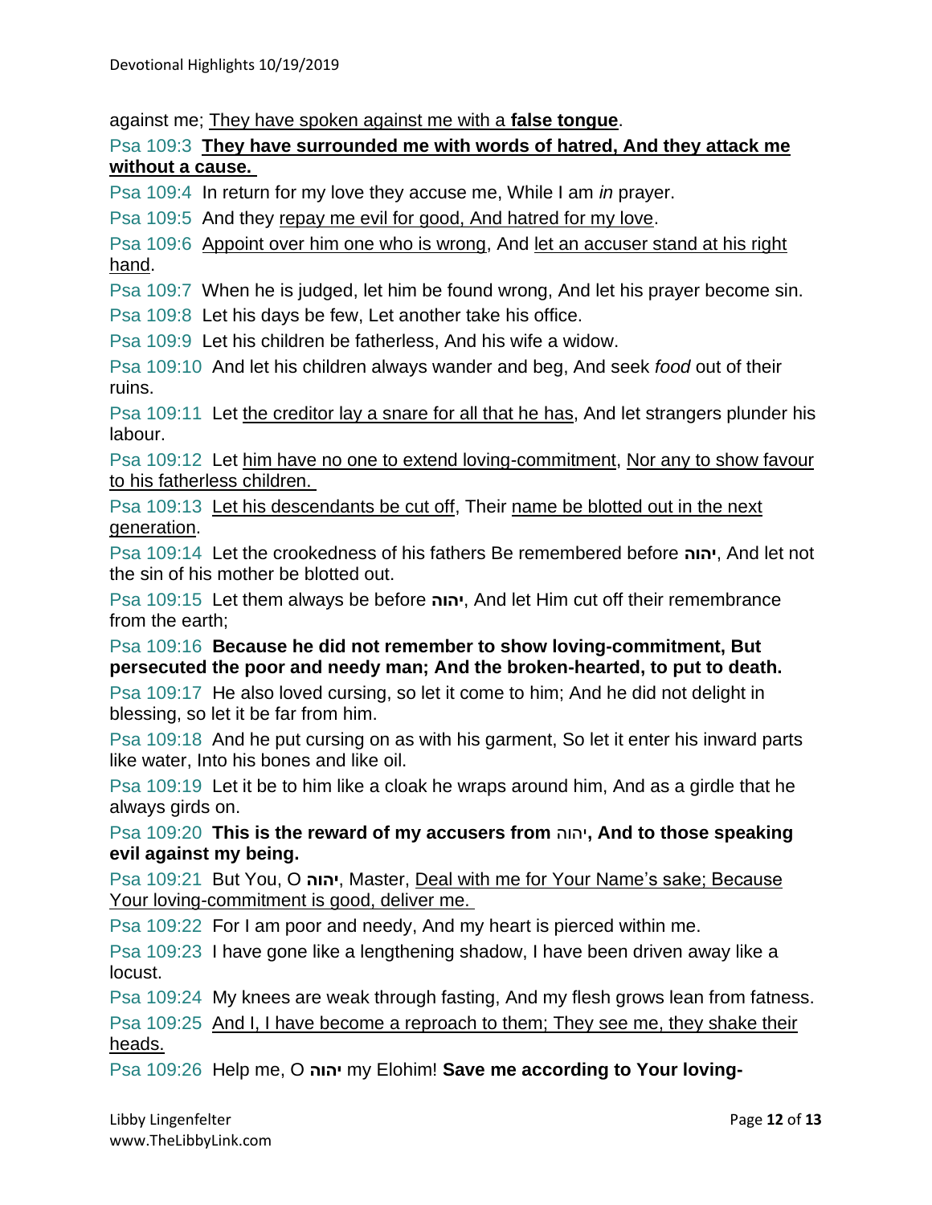against me; <u>They have spoken against me with a **false tongue**</u>.

Psa 109:3 <u>**They have surrounded me with words of hatred, And they attack me without a cause.**</u>

Psa 109:4 In return for my love they accuse me, While I am *in* prayer.

Psa 109:5 And they <u>repay me evil for good, And hatred for my love</u>.

Psa 109:6 <u>Appoint over him one who is wrong</u>, And <u>let an accuser stand at his right hand</u>.

Psa 109:7 When he is judged, let him be found wrong, And let his prayer become sin.

Psa 109:8 Let his days be few, Let another take his office.

Psa 109:9 Let his children be fatherless, And his wife a widow.

Psa 109:10 And let his children always wander and beg, And seek *food* out of their ruins.

Psa 109:11 Let <u>the creditor lay a snare for all that he has</u>, And let strangers plunder his labour.

Psa 109:12 Let <u>him have no one to extend loving-commitment</u>, <u>Nor any to show favour to his fatherless children.</u>

Psa 109:13 <u>Let his descendants be cut off</u>, Their <u>name be blotted out in the next generation</u>.

Psa 109:14 Let the crookedness of his fathers Be remembered before **יהוה**, And let not the sin of his mother be blotted out.

Psa 109:15 Let them always be before **יהוה**, And let Him cut off their remembrance from the earth;

Psa 109:16 **Because he did not remember to show loving-commitment, But persecuted the poor and needy man; And the broken-hearted, to put to death.**

Psa 109:17 He also loved cursing, so let it come to him; And he did not delight in blessing, so let it be far from him.

Psa 109:18 And he put cursing on as with his garment, So let it enter his inward parts like water, Into his bones and like oil.

Psa 109:19 Let it be to him like a cloak he wraps around him, And as a girdle that he always girds on.

Psa 109:20 **This is the reward of my accusers from יהוה, And to those speaking evil against my being.**

Psa 109:21 But You, O **יהוה**, Master, <u>Deal with me for Your Name's sake; Because Your loving-commitment is good, deliver me.</u>

Psa 109:22 For I am poor and needy, And my heart is pierced within me.

Psa 109:23 I have gone like a lengthening shadow, I have been driven away like a locust.

Psa 109:24 My knees are weak through fasting, And my flesh grows lean from fatness.

Psa 109:25 <u>And I, I have become a reproach to them; They see me, they shake their heads.</u>

Psa 109:26 Help me, O **יהוה** my Elohim! **Save me according to Your loving-**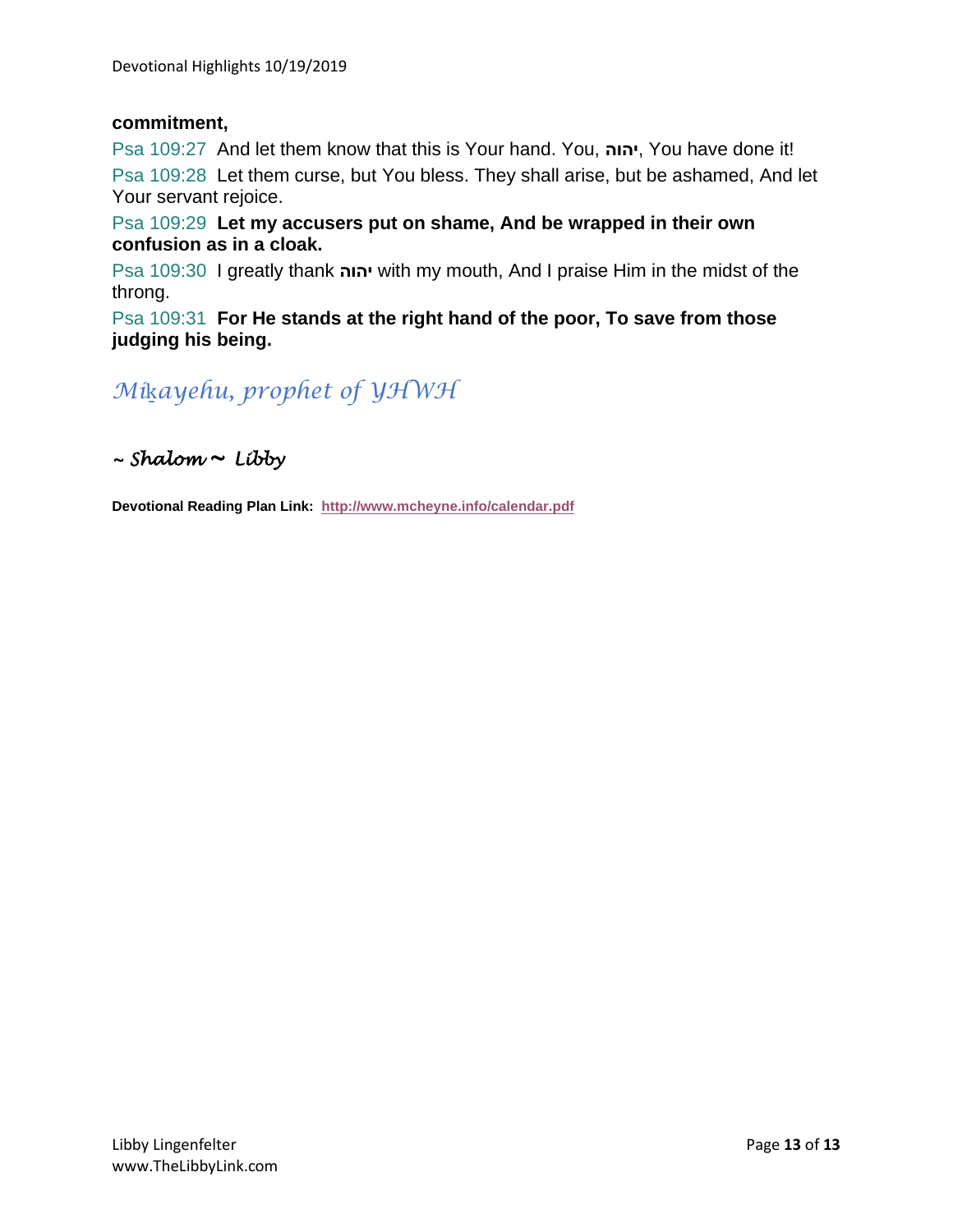**commitment,**

Psa 109:27 And let them know that this is Your hand. You, **יהוה**, You have done it!

Psa 109:28 Let them curse, but You bless. They shall arise, but be ashamed, And let Your servant rejoice.

Psa 109:29 **Let my accusers put on shame, And be wrapped in their own confusion as in a cloak.**

Psa 109:30 I greatly thank **יהוה** with my mouth, And I praise Him in the midst of the throng.

Psa 109:31 **For He stands at the right hand of the poor, To save from those judging his being.**

*Miḵayehu, prophet of YHWH*

*~ Shalom ~ Libby*

**Devotional Reading Plan Link: [http://www.mcheyne.info/calendar.pdf](http://www.mcheyne.info/calendar.pdf)**